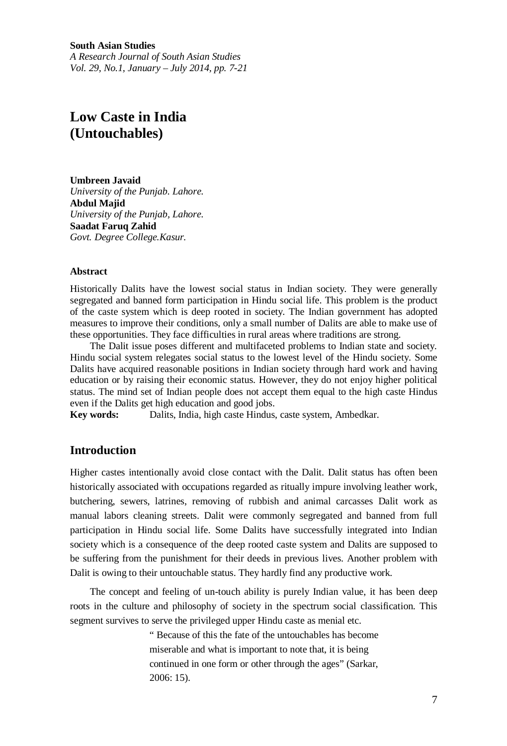**South Asian Studies**
*A Research Journal of South Asian Studies*
*Vol. 29, No.1, January – July 2014, pp. 7-21*

# Low Caste in India (Untouchables)

**Umbreen Javaid**
*University of the Punjab. Lahore.*
**Abdul Majid**
*University of the Punjab, Lahore.*
**Saadat Faruq Zahid**
*Govt. Degree College.Kasur.*

#### Abstract

Historically Dalits have the lowest social status in Indian society. They were generally segregated and banned form participation in Hindu social life. This problem is the product of the caste system which is deep rooted in society. The Indian government has adopted measures to improve their conditions, only a small number of Dalits are able to make use of these opportunities. They face difficulties in rural areas where traditions are strong.

The Dalit issue poses different and multifaceted problems to Indian state and society. Hindu social system relegates social status to the lowest level of the Hindu society. Some Dalits have acquired reasonable positions in Indian society through hard work and having education or by raising their economic status. However, they do not enjoy higher political status. The mind set of Indian people does not accept them equal to the high caste Hindus even if the Dalits get high education and good jobs.

**Key words:** Dalits, India, high caste Hindus, caste system, Ambedkar.

## Introduction

Higher castes intentionally avoid close contact with the Dalit. Dalit status has often been historically associated with occupations regarded as ritually impure involving leather work, butchering, sewers, latrines, removing of rubbish and animal carcasses Dalit work as manual labors cleaning streets. Dalit were commonly segregated and banned from full participation in Hindu social life. Some Dalits have successfully integrated into Indian society which is a consequence of the deep rooted caste system and Dalits are supposed to be suffering from the punishment for their deeds in previous lives. Another problem with Dalit is owing to their untouchable status. They hardly find any productive work.

The concept and feeling of un-touch ability is purely Indian value, it has been deep roots in the culture and philosophy of society in the spectrum social classification. This segment survives to serve the privileged upper Hindu caste as menial etc.

> " Because of this the fate of the untouchables has become miserable and what is important to note that, it is being continued in one form or other through the ages" (Sarkar, 2006: 15).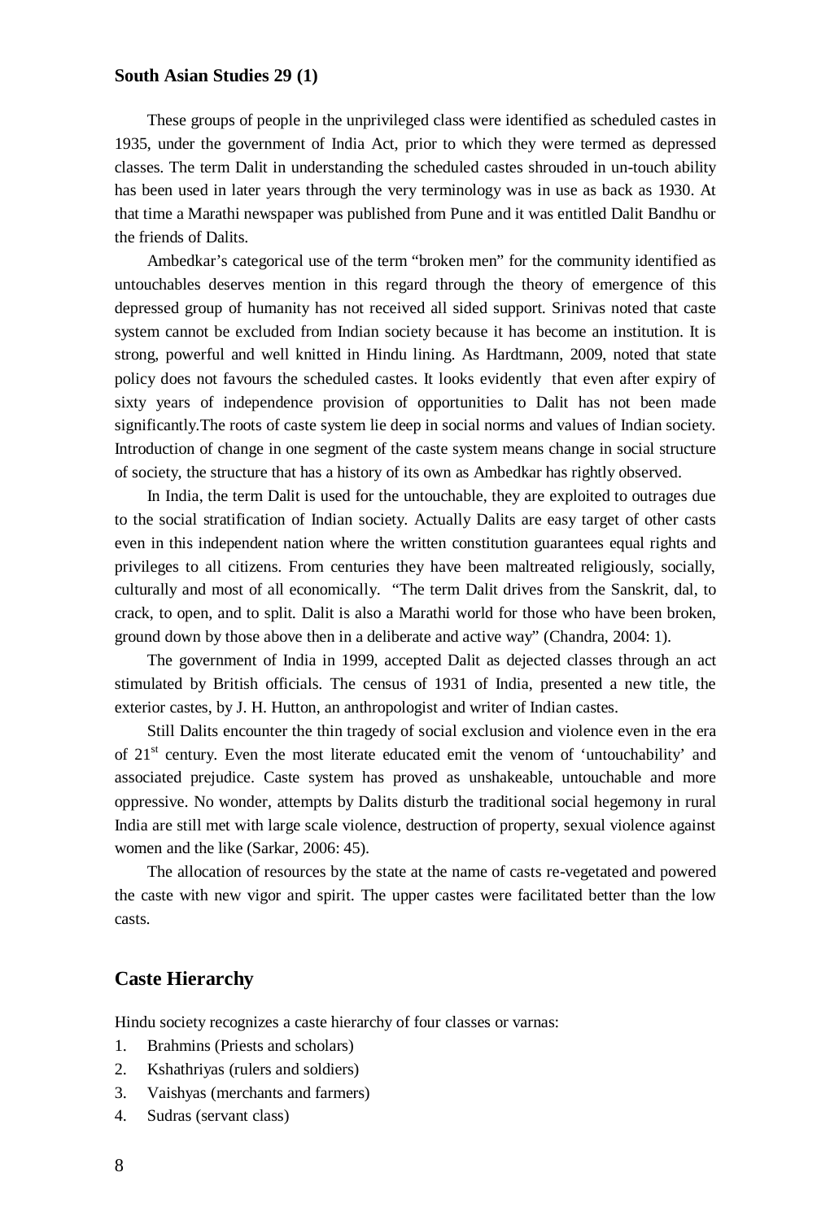These groups of people in the unprivileged class were identified as scheduled castes in 1935, under the government of India Act, prior to which they were termed as depressed classes. The term Dalit in understanding the scheduled castes shrouded in un-touch ability has been used in later years through the very terminology was in use as back as 1930. At that time a Marathi newspaper was published from Pune and it was entitled Dalit Bandhu or the friends of Dalits.

Ambedkar's categorical use of the term "broken men" for the community identified as untouchables deserves mention in this regard through the theory of emergence of this depressed group of humanity has not received all sided support. Srinivas noted that caste system cannot be excluded from Indian society because it has become an institution. It is strong, powerful and well knitted in Hindu lining. As Hardtmann, 2009, noted that state policy does not favours the scheduled castes. It looks evidently that even after expiry of sixty years of independence provision of opportunities to Dalit has not been made significantly.The roots of caste system lie deep in social norms and values of Indian society. Introduction of change in one segment of the caste system means change in social structure of society, the structure that has a history of its own as Ambedkar has rightly observed.

In India, the term Dalit is used for the untouchable, they are exploited to outrages due to the social stratification of Indian society. Actually Dalits are easy target of other casts even in this independent nation where the written constitution guarantees equal rights and privileges to all citizens. From centuries they have been maltreated religiously, socially, culturally and most of all economically. "The term Dalit drives from the Sanskrit, dal, to crack, to open, and to split. Dalit is also a Marathi world for those who have been broken, ground down by those above then in a deliberate and active way" (Chandra, 2004: 1).

The government of India in 1999, accepted Dalit as dejected classes through an act stimulated by British officials. The census of 1931 of India, presented a new title, the exterior castes, by J. H. Hutton, an anthropologist and writer of Indian castes.

Still Dalits encounter the thin tragedy of social exclusion and violence even in the era of 21st century. Even the most literate educated emit the venom of 'untouchability' and associated prejudice. Caste system has proved as unshakeable, untouchable and more oppressive. No wonder, attempts by Dalits disturb the traditional social hegemony in rural India are still met with large scale violence, destruction of property, sexual violence against women and the like (Sarkar, 2006: 45).

The allocation of resources by the state at the name of casts re-vegetated and powered the caste with new vigor and spirit. The upper castes were facilitated better than the low casts.

## Caste Hierarchy

Hindu society recognizes a caste hierarchy of four classes or varnas:

1. Brahmins (Priests and scholars)
2. Kshathriyas (rulers and soldiers)
3. Vaishyas (merchants and farmers)
4. Sudras (servant class)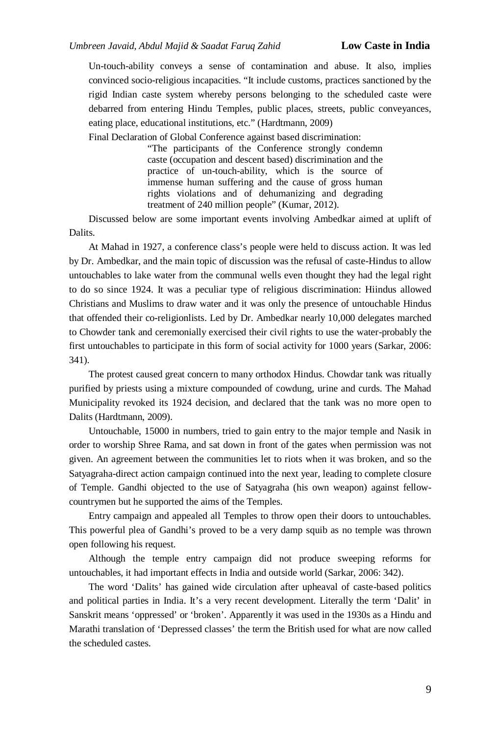Un-touch-ability conveys a sense of contamination and abuse. It also, implies convinced socio-religious incapacities. "It include customs, practices sanctioned by the rigid Indian caste system whereby persons belonging to the scheduled caste were debarred from entering Hindu Temples, public places, streets, public conveyances, eating place, educational institutions, etc." (Hardtmann, 2009)

Final Declaration of Global Conference against based discrimination:

> "The participants of the Conference strongly condemn caste (occupation and descent based) discrimination and the practice of un-touch-ability, which is the source of immense human suffering and the cause of gross human rights violations and of dehumanizing and degrading treatment of 240 million people" (Kumar, 2012).

Discussed below are some important events involving Ambedkar aimed at uplift of Dalits.

At Mahad in 1927, a conference class's people were held to discuss action. It was led by Dr. Ambedkar, and the main topic of discussion was the refusal of caste-Hindus to allow untouchables to lake water from the communal wells even thought they had the legal right to do so since 1924. It was a peculiar type of religious discrimination: Hiindus allowed Christians and Muslims to draw water and it was only the presence of untouchable Hindus that offended their co-religionlists. Led by Dr. Ambedkar nearly 10,000 delegates marched to Chowder tank and ceremonially exercised their civil rights to use the water-probably the first untouchables to participate in this form of social activity for 1000 years (Sarkar, 2006: 341).

The protest caused great concern to many orthodox Hindus. Chowdar tank was ritually purified by priests using a mixture compounded of cowdung, urine and curds. The Mahad Municipality revoked its 1924 decision, and declared that the tank was no more open to Dalits (Hardtmann, 2009).

Untouchable, 15000 in numbers, tried to gain entry to the major temple and Nasik in order to worship Shree Rama, and sat down in front of the gates when permission was not given. An agreement between the communities let to riots when it was broken, and so the Satyagraha-direct action campaign continued into the next year, leading to complete closure of Temple. Gandhi objected to the use of Satyagraha (his own weapon) against fellow-countrymen but he supported the aims of the Temples.

Entry campaign and appealed all Temples to throw open their doors to untouchables. This powerful plea of Gandhi's proved to be a very damp squib as no temple was thrown open following his request.

Although the temple entry campaign did not produce sweeping reforms for untouchables, it had important effects in India and outside world (Sarkar, 2006: 342).

The word 'Dalits' has gained wide circulation after upheaval of caste-based politics and political parties in India. It's a very recent development. Literally the term 'Dalit' in Sanskrit means 'oppressed' or 'broken'. Apparently it was used in the 1930s as a Hindu and Marathi translation of 'Depressed classes' the term the British used for what are now called the scheduled castes.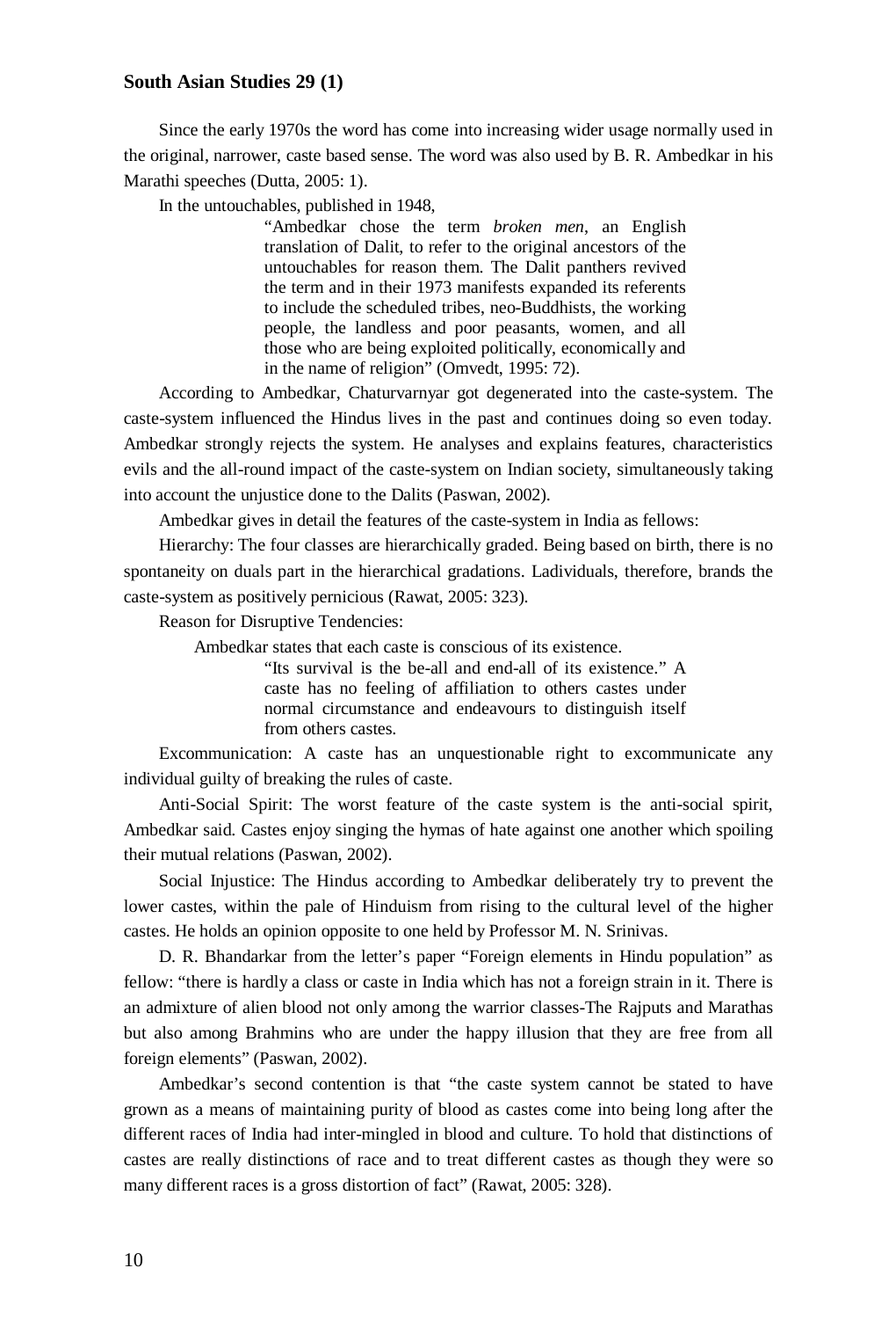Since the early 1970s the word has come into increasing wider usage normally used in the original, narrower, caste based sense. The word was also used by B. R. Ambedkar in his Marathi speeches (Dutta, 2005: 1).

In the untouchables, published in 1948,

> "Ambedkar chose the term *broken men*, an English translation of Dalit, to refer to the original ancestors of the untouchables for reason them. The Dalit panthers revived the term and in their 1973 manifests expanded its referents to include the scheduled tribes, neo-Buddhists, the working people, the landless and poor peasants, women, and all those who are being exploited politically, economically and in the name of religion" (Omvedt, 1995: 72).

According to Ambedkar, Chaturvarnyar got degenerated into the caste-system. The caste-system influenced the Hindus lives in the past and continues doing so even today. Ambedkar strongly rejects the system. He analyses and explains features, characteristics evils and the all-round impact of the caste-system on Indian society, simultaneously taking into account the unjustice done to the Dalits (Paswan, 2002).

Ambedkar gives in detail the features of the caste-system in India as fellows:

Hierarchy: The four classes are hierarchically graded. Being based on birth, there is no spontaneity on duals part in the hierarchical gradations. Ladividuals, therefore, brands the caste-system as positively pernicious (Rawat, 2005: 323).

Reason for Disruptive Tendencies:

Ambedkar states that each caste is conscious of its existence.

> "Its survival is the be-all and end-all of its existence." A caste has no feeling of affiliation to others castes under normal circumstance and endeavours to distinguish itself from others castes.

Excommunication: A caste has an unquestionable right to excommunicate any individual guilty of breaking the rules of caste.

Anti-Social Spirit: The worst feature of the caste system is the anti-social spirit, Ambedkar said. Castes enjoy singing the hymas of hate against one another which spoiling their mutual relations (Paswan, 2002).

Social Injustice: The Hindus according to Ambedkar deliberately try to prevent the lower castes, within the pale of Hinduism from rising to the cultural level of the higher castes. He holds an opinion opposite to one held by Professor M. N. Srinivas.

D. R. Bhandarkar from the letter's paper "Foreign elements in Hindu population" as fellow: "there is hardly a class or caste in India which has not a foreign strain in it. There is an admixture of alien blood not only among the warrior classes-The Rajputs and Marathas but also among Brahmins who are under the happy illusion that they are free from all foreign elements" (Paswan, 2002).

Ambedkar's second contention is that "the caste system cannot be stated to have grown as a means of maintaining purity of blood as castes come into being long after the different races of India had inter-mingled in blood and culture. To hold that distinctions of castes are really distinctions of race and to treat different castes as though they were so many different races is a gross distortion of fact" (Rawat, 2005: 328).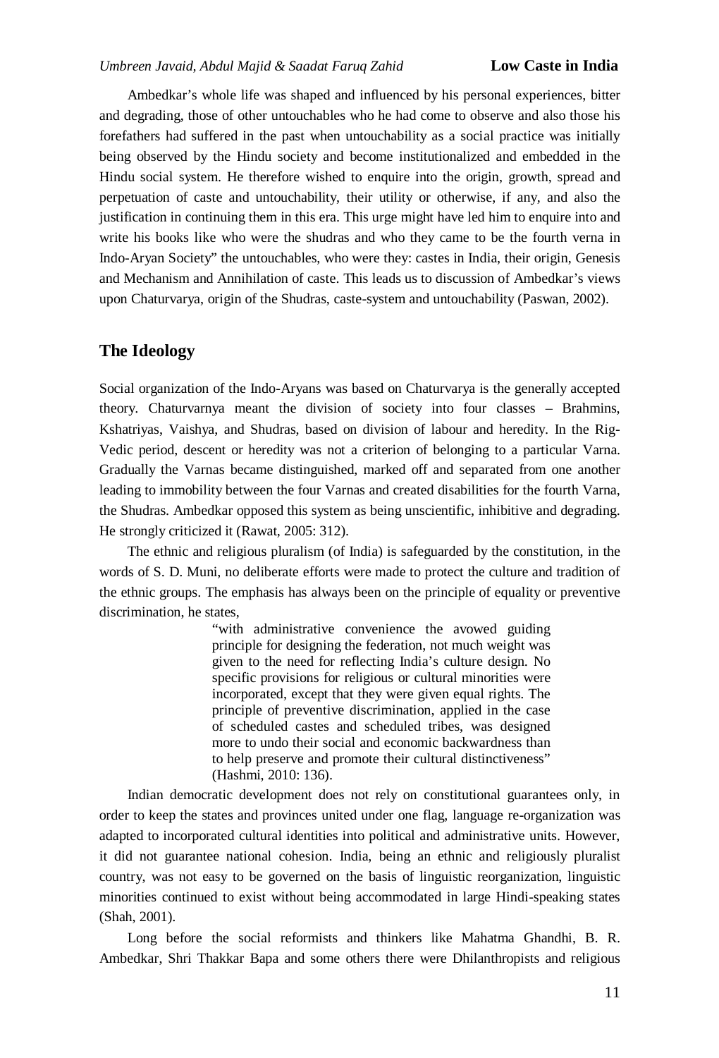Ambedkar's whole life was shaped and influenced by his personal experiences, bitter and degrading, those of other untouchables who he had come to observe and also those his forefathers had suffered in the past when untouchability as a social practice was initially being observed by the Hindu society and become institutionalized and embedded in the Hindu social system. He therefore wished to enquire into the origin, growth, spread and perpetuation of caste and untouchability, their utility or otherwise, if any, and also the justification in continuing them in this era. This urge might have led him to enquire into and write his books like who were the shudras and who they came to be the fourth verna in Indo-Aryan Society" the untouchables, who were they: castes in India, their origin, Genesis and Mechanism and Annihilation of caste. This leads us to discussion of Ambedkar's views upon Chaturvarya, origin of the Shudras, caste-system and untouchability (Paswan, 2002).

## The Ideology

Social organization of the Indo-Aryans was based on Chaturvarya is the generally accepted theory. Chaturvarnya meant the division of society into four classes – Brahmins, Kshatriyas, Vaishya, and Shudras, based on division of labour and heredity. In the Rig-Vedic period, descent or heredity was not a criterion of belonging to a particular Varna. Gradually the Varnas became distinguished, marked off and separated from one another leading to immobility between the four Varnas and created disabilities for the fourth Varna, the Shudras. Ambedkar opposed this system as being unscientific, inhibitive and degrading. He strongly criticized it (Rawat, 2005: 312).

The ethnic and religious pluralism (of India) is safeguarded by the constitution, in the words of S. D. Muni, no deliberate efforts were made to protect the culture and tradition of the ethnic groups. The emphasis has always been on the principle of equality or preventive discrimination, he states,

> "with administrative convenience the avowed guiding principle for designing the federation, not much weight was given to the need for reflecting India's culture design. No specific provisions for religious or cultural minorities were incorporated, except that they were given equal rights. The principle of preventive discrimination, applied in the case of scheduled castes and scheduled tribes, was designed more to undo their social and economic backwardness than to help preserve and promote their cultural distinctiveness" (Hashmi, 2010: 136).

Indian democratic development does not rely on constitutional guarantees only, in order to keep the states and provinces united under one flag, language re-organization was adapted to incorporated cultural identities into political and administrative units. However, it did not guarantee national cohesion. India, being an ethnic and religiously pluralist country, was not easy to be governed on the basis of linguistic reorganization, linguistic minorities continued to exist without being accommodated in large Hindi-speaking states (Shah, 2001).

Long before the social reformists and thinkers like Mahatma Ghandhi, B. R. Ambedkar, Shri Thakkar Bapa and some others there were Dhilanthropists and religious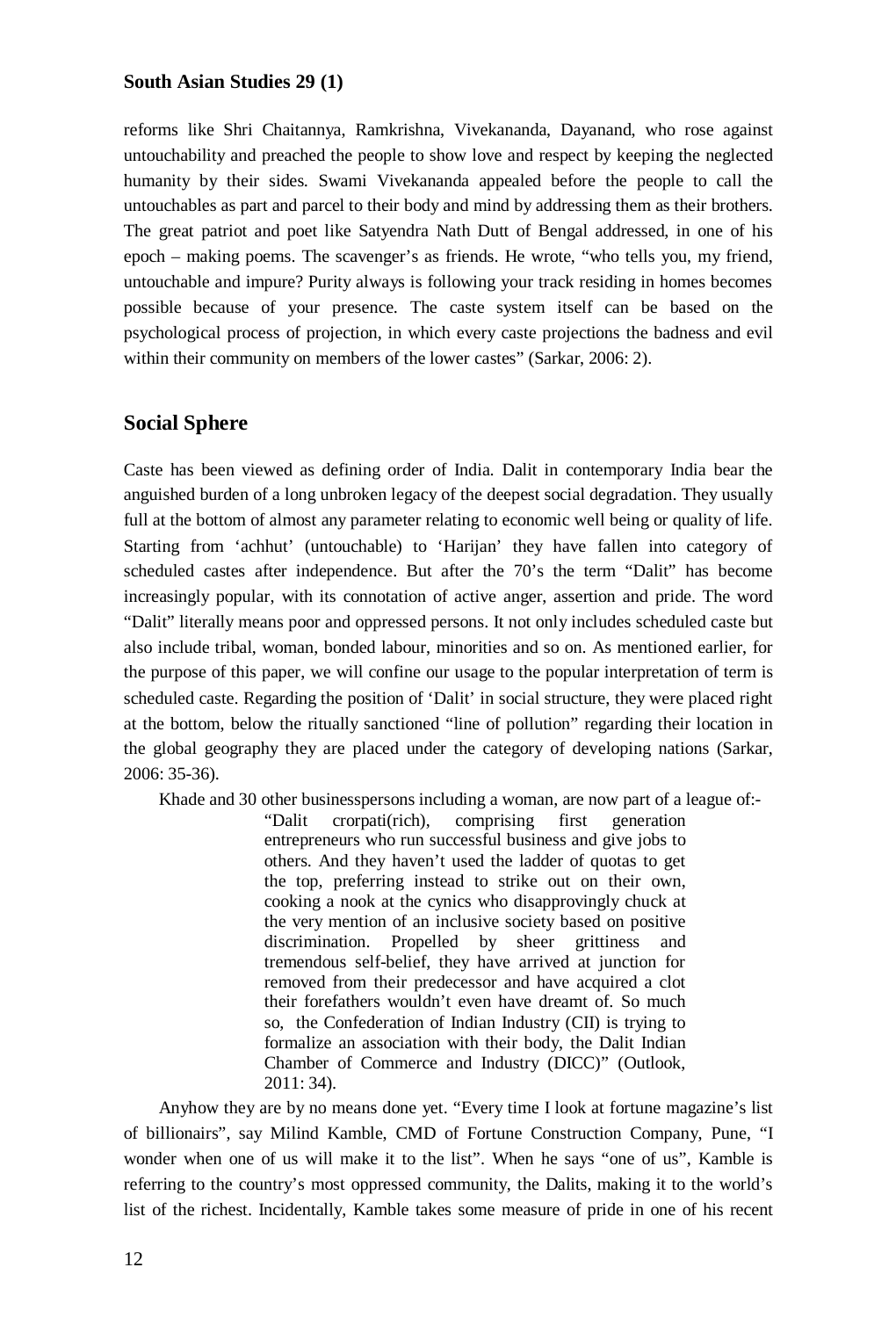reforms like Shri Chaitannya, Ramkrishna, Vivekananda, Dayanand, who rose against untouchability and preached the people to show love and respect by keeping the neglected humanity by their sides. Swami Vivekananda appealed before the people to call the untouchables as part and parcel to their body and mind by addressing them as their brothers. The great patriot and poet like Satyendra Nath Dutt of Bengal addressed, in one of his epoch – making poems. The scavenger's as friends. He wrote, "who tells you, my friend, untouchable and impure? Purity always is following your track residing in homes becomes possible because of your presence. The caste system itself can be based on the psychological process of projection, in which every caste projections the badness and evil within their community on members of the lower castes" (Sarkar, 2006: 2).

## Social Sphere

Caste has been viewed as defining order of India. Dalit in contemporary India bear the anguished burden of a long unbroken legacy of the deepest social degradation. They usually full at the bottom of almost any parameter relating to economic well being or quality of life. Starting from 'achhut' (untouchable) to 'Harijan' they have fallen into category of scheduled castes after independence. But after the 70's the term "Dalit" has become increasingly popular, with its connotation of active anger, assertion and pride. The word "Dalit" literally means poor and oppressed persons. It not only includes scheduled caste but also include tribal, woman, bonded labour, minorities and so on. As mentioned earlier, for the purpose of this paper, we will confine our usage to the popular interpretation of term is scheduled caste. Regarding the position of 'Dalit' in social structure, they were placed right at the bottom, below the ritually sanctioned "line of pollution" regarding their location in the global geography they are placed under the category of developing nations (Sarkar, 2006: 35-36).

Khade and 30 other businesspersons including a woman, are now part of a league of:-

> "Dalit crorpati(rich), comprising first generation entrepreneurs who run successful business and give jobs to others. And they haven't used the ladder of quotas to get the top, preferring instead to strike out on their own, cooking a nook at the cynics who disapprovingly chuck at the very mention of an inclusive society based on positive discrimination. Propelled by sheer grittiness and tremendous self-belief, they have arrived at junction for removed from their predecessor and have acquired a clot their forefathers wouldn't even have dreamt of. So much so, the Confederation of Indian Industry (CII) is trying to formalize an association with their body, the Dalit Indian Chamber of Commerce and Industry (DICC)" (Outlook, 2011: 34).

Anyhow they are by no means done yet. "Every time I look at fortune magazine's list of billionairs", say Milind Kamble, CMD of Fortune Construction Company, Pune, "I wonder when one of us will make it to the list". When he says "one of us", Kamble is referring to the country's most oppressed community, the Dalits, making it to the world's list of the richest. Incidentally, Kamble takes some measure of pride in one of his recent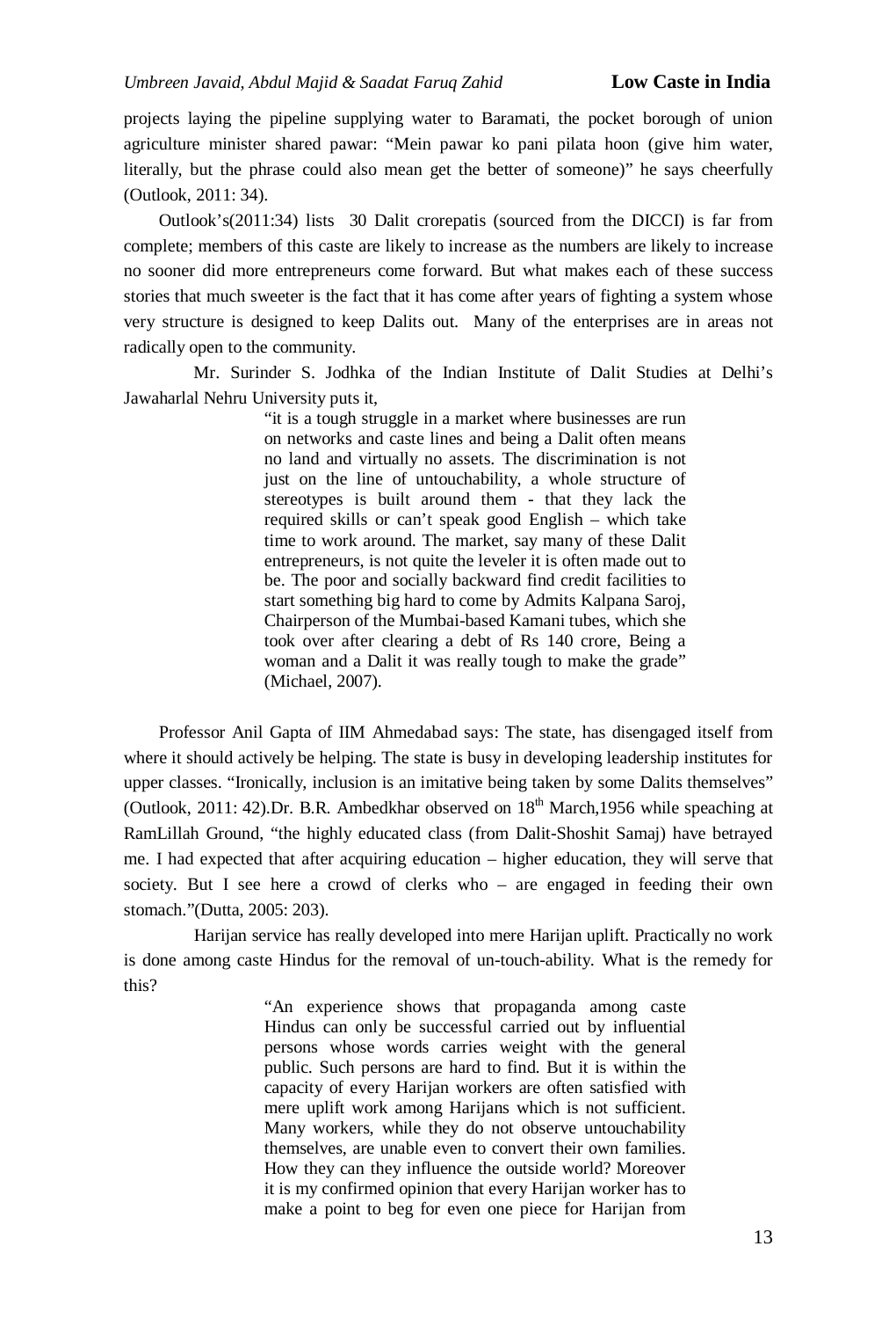projects laying the pipeline supplying water to Baramati, the pocket borough of union agriculture minister shared pawar: "Mein pawar ko pani pilata hoon (give him water, literally, but the phrase could also mean get the better of someone)" he says cheerfully (Outlook, 2011: 34).

Outlook's(2011:34) lists 30 Dalit crorepatis (sourced from the DICCI) is far from complete; members of this caste are likely to increase as the numbers are likely to increase no sooner did more entrepreneurs come forward. But what makes each of these success stories that much sweeter is the fact that it has come after years of fighting a system whose very structure is designed to keep Dalits out. Many of the enterprises are in areas not radically open to the community.

Mr. Surinder S. Jodhka of the Indian Institute of Dalit Studies at Delhi's Jawaharlal Nehru University puts it,

> "it is a tough struggle in a market where businesses are run on networks and caste lines and being a Dalit often means no land and virtually no assets. The discrimination is not just on the line of untouchability, a whole structure of stereotypes is built around them - that they lack the required skills or can't speak good English – which take time to work around. The market, say many of these Dalit entrepreneurs, is not quite the leveler it is often made out to be. The poor and socially backward find credit facilities to start something big hard to come by Admits Kalpana Saroj, Chairperson of the Mumbai-based Kamani tubes, which she took over after clearing a debt of Rs 140 crore, Being a woman and a Dalit it was really tough to make the grade" (Michael, 2007).

Professor Anil Gapta of IIM Ahmedabad says: The state, has disengaged itself from where it should actively be helping. The state is busy in developing leadership institutes for upper classes. "Ironically, inclusion is an imitative being taken by some Dalits themselves" (Outlook, 2011: 42).Dr. B.R. Ambedkhar observed on 18th March,1956 while speaching at RamLillah Ground, "the highly educated class (from Dalit-Shoshit Samaj) have betrayed me. I had expected that after acquiring education – higher education, they will serve that society. But I see here a crowd of clerks who – are engaged in feeding their own stomach."(Dutta, 2005: 203).

Harijan service has really developed into mere Harijan uplift. Practically no work is done among caste Hindus for the removal of un-touch-ability. What is the remedy for this?

> "An experience shows that propaganda among caste Hindus can only be successful carried out by influential persons whose words carries weight with the general public. Such persons are hard to find. But it is within the capacity of every Harijan workers are often satisfied with mere uplift work among Harijans which is not sufficient. Many workers, while they do not observe untouchability themselves, are unable even to convert their own families. How they can they influence the outside world? Moreover it is my confirmed opinion that every Harijan worker has to make a point to beg for even one piece for Harijan from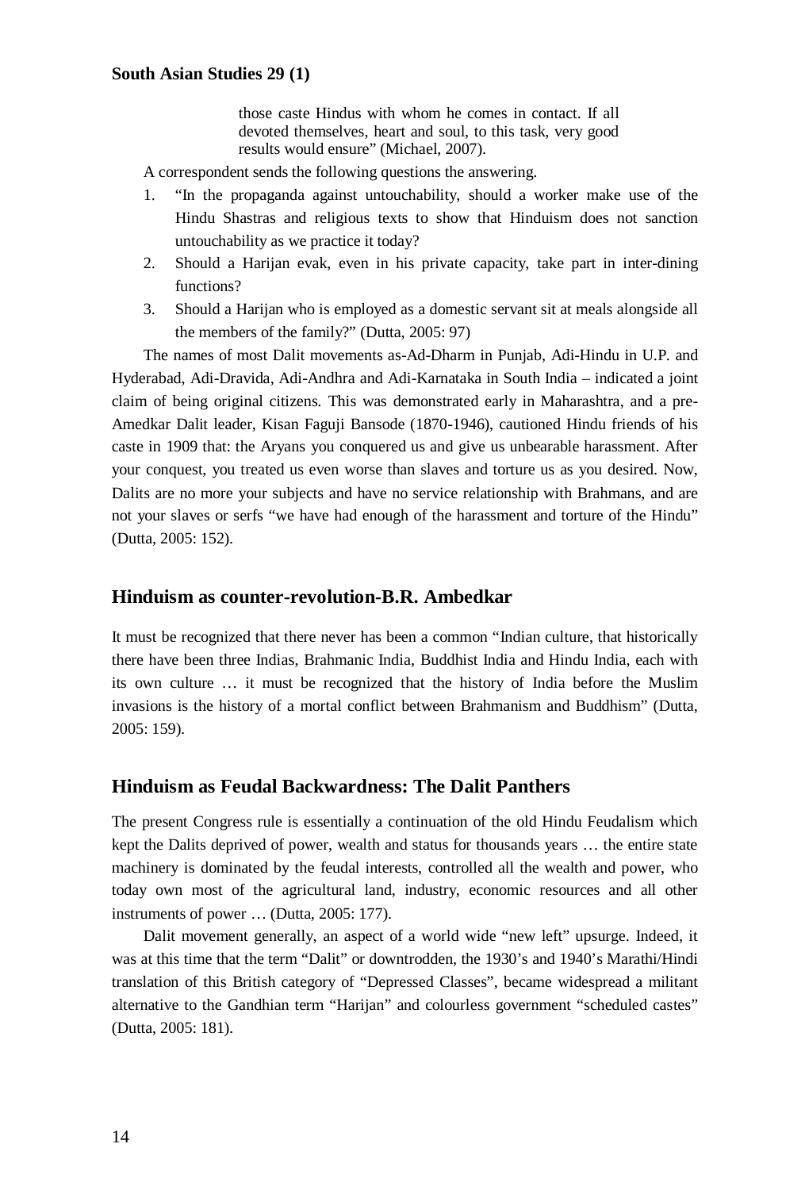> those caste Hindus with whom he comes in contact. If all devoted themselves, heart and soul, to this task, very good results would ensure" (Michael, 2007).

A correspondent sends the following questions the answering.

1. "In the propaganda against untouchability, should a worker make use of the Hindu Shastras and religious texts to show that Hinduism does not sanction untouchability as we practice it today?
2. Should a Harijan evak, even in his private capacity, take part in inter-dining functions?
3. Should a Harijan who is employed as a domestic servant sit at meals alongside all the members of the family?" (Dutta, 2005: 97)

The names of most Dalit movements as-Ad-Dharm in Punjab, Adi-Hindu in U.P. and Hyderabad, Adi-Dravida, Adi-Andhra and Adi-Karnataka in South India – indicated a joint claim of being original citizens. This was demonstrated early in Maharashtra, and a pre-Amedkar Dalit leader, Kisan Faguji Bansode (1870-1946), cautioned Hindu friends of his caste in 1909 that: the Aryans you conquered us and give us unbearable harassment. After your conquest, you treated us even worse than slaves and torture us as you desired. Now, Dalits are no more your subjects and have no service relationship with Brahmans, and are not your slaves or serfs "we have had enough of the harassment and torture of the Hindu" (Dutta, 2005: 152).

## Hinduism as counter-revolution-B.R. Ambedkar

It must be recognized that there never has been a common "Indian culture, that historically there have been three Indias, Brahmanic India, Buddhist India and Hindu India, each with its own culture … it must be recognized that the history of India before the Muslim invasions is the history of a mortal conflict between Brahmanism and Buddhism" (Dutta, 2005: 159).

## Hinduism as Feudal Backwardness: The Dalit Panthers

The present Congress rule is essentially a continuation of the old Hindu Feudalism which kept the Dalits deprived of power, wealth and status for thousands years … the entire state machinery is dominated by the feudal interests, controlled all the wealth and power, who today own most of the agricultural land, industry, economic resources and all other instruments of power … (Dutta, 2005: 177).

Dalit movement generally, an aspect of a world wide "new left" upsurge. Indeed, it was at this time that the term "Dalit" or downtrodden, the 1930's and 1940's Marathi/Hindi translation of this British category of "Depressed Classes", became widespread a militant alternative to the Gandhian term "Harijan" and colourless government "scheduled castes" (Dutta, 2005: 181).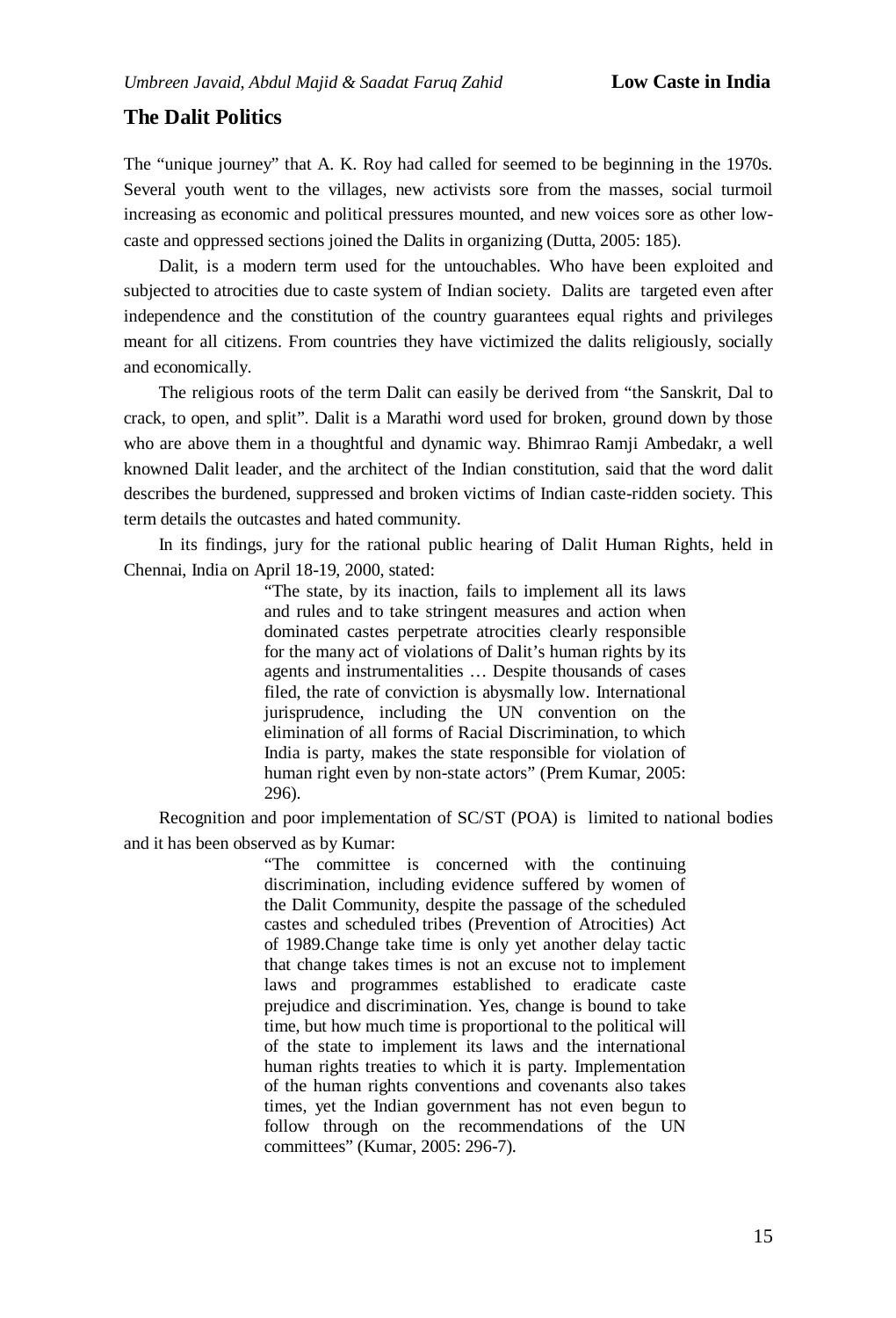## The Dalit Politics

The "unique journey" that A. K. Roy had called for seemed to be beginning in the 1970s. Several youth went to the villages, new activists sore from the masses, social turmoil increasing as economic and political pressures mounted, and new voices sore as other low-caste and oppressed sections joined the Dalits in organizing (Dutta, 2005: 185).

Dalit, is a modern term used for the untouchables. Who have been exploited and subjected to atrocities due to caste system of Indian society. Dalits are targeted even after independence and the constitution of the country guarantees equal rights and privileges meant for all citizens. From countries they have victimized the dalits religiously, socially and economically.

The religious roots of the term Dalit can easily be derived from "the Sanskrit, Dal to crack, to open, and split". Dalit is a Marathi word used for broken, ground down by those who are above them in a thoughtful and dynamic way. Bhimrao Ramji Ambedakr, a well knowned Dalit leader, and the architect of the Indian constitution, said that the word dalit describes the burdened, suppressed and broken victims of Indian caste-ridden society. This term details the outcastes and hated community.

In its findings, jury for the rational public hearing of Dalit Human Rights, held in Chennai, India on April 18-19, 2000, stated:

> "The state, by its inaction, fails to implement all its laws and rules and to take stringent measures and action when dominated castes perpetrate atrocities clearly responsible for the many act of violations of Dalit's human rights by its agents and instrumentalities … Despite thousands of cases filed, the rate of conviction is abysmally low. International jurisprudence, including the UN convention on the elimination of all forms of Racial Discrimination, to which India is party, makes the state responsible for violation of human right even by non-state actors" (Prem Kumar, 2005: 296).

Recognition and poor implementation of SC/ST (POA) is limited to national bodies and it has been observed as by Kumar:

> "The committee is concerned with the continuing discrimination, including evidence suffered by women of the Dalit Community, despite the passage of the scheduled castes and scheduled tribes (Prevention of Atrocities) Act of 1989.Change take time is only yet another delay tactic that change takes times is not an excuse not to implement laws and programmes established to eradicate caste prejudice and discrimination. Yes, change is bound to take time, but how much time is proportional to the political will of the state to implement its laws and the international human rights treaties to which it is party. Implementation of the human rights conventions and covenants also takes times, yet the Indian government has not even begun to follow through on the recommendations of the UN committees" (Kumar, 2005: 296-7).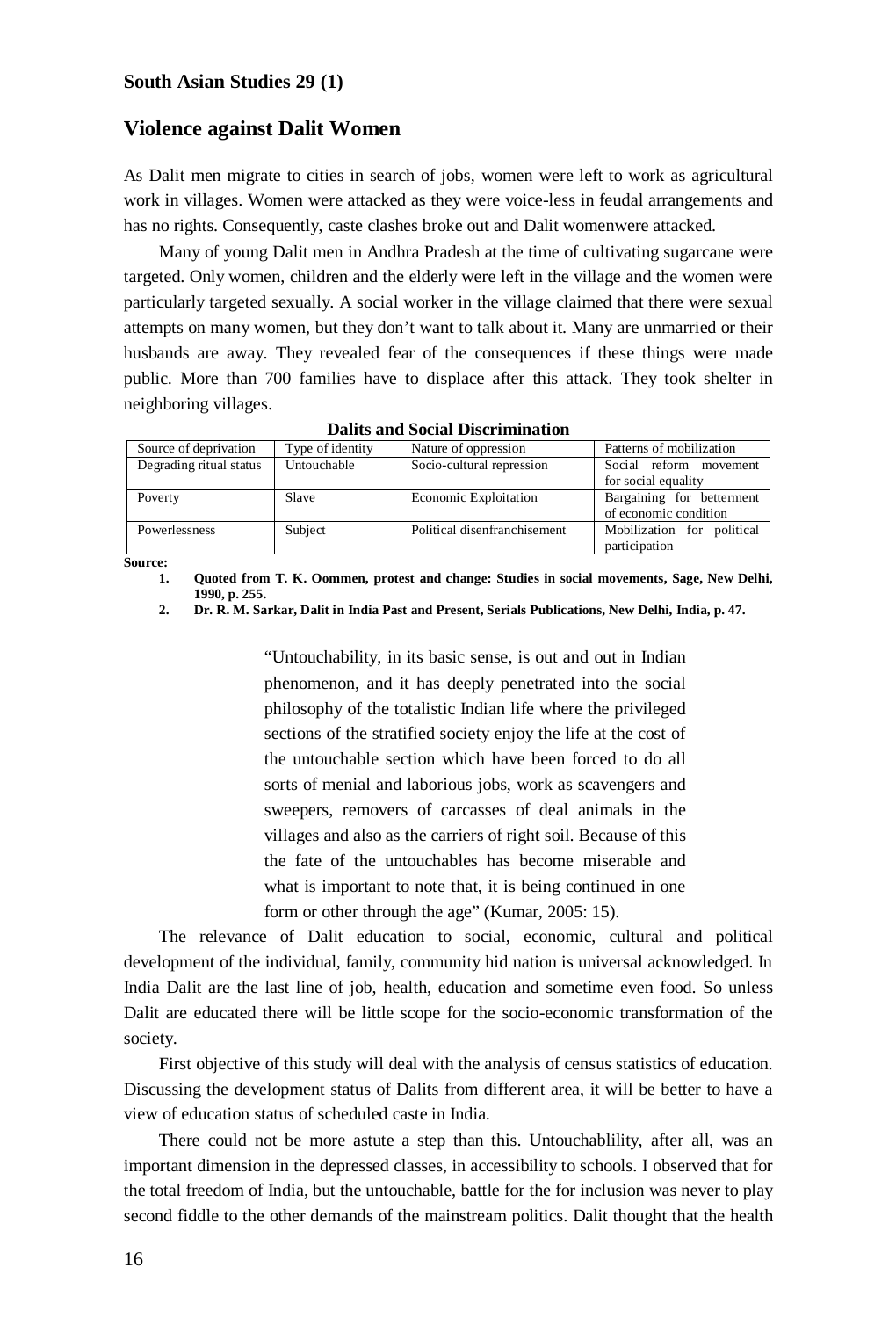## Violence against Dalit Women

As Dalit men migrate to cities in search of jobs, women were left to work as agricultural work in villages. Women were attacked as they were voice-less in feudal arrangements and has no rights. Consequently, caste clashes broke out and Dalit womenwere attacked.

Many of young Dalit men in Andhra Pradesh at the time of cultivating sugarcane were targeted. Only women, children and the elderly were left in the village and the women were particularly targeted sexually. A social worker in the village claimed that there were sexual attempts on many women, but they don't want to talk about it. Many are unmarried or their husbands are away. They revealed fear of the consequences if these things were made public. More than 700 families have to displace after this attack. They took shelter in neighboring villages.

**Dalits and Social Discrimination**

| Source of deprivation | Type of identity | Nature of oppression | Patterns of mobilization |
|---|---|---|---|
| Degrading ritual status | Untouchable | Socio-cultural repression | Social reform movement for social equality |
| Poverty | Slave | Economic Exploitation | Bargaining for betterment of economic condition |
| Powerlessness | Subject | Political disenfranchisement | Mobilization for political participation |

**Source:**

1. **Quoted from T. K. Oommen, protest and change: Studies in social movements, Sage, New Delhi, 1990, p. 255.**
2. **Dr. R. M. Sarkar, Dalit in India Past and Present, Serials Publications, New Delhi, India, p. 47.**

> "Untouchability, in its basic sense, is out and out in Indian phenomenon, and it has deeply penetrated into the social philosophy of the totalistic Indian life where the privileged sections of the stratified society enjoy the life at the cost of the untouchable section which have been forced to do all sorts of menial and laborious jobs, work as scavengers and sweepers, removers of carcasses of deal animals in the villages and also as the carriers of right soil. Because of this the fate of the untouchables has become miserable and what is important to note that, it is being continued in one form or other through the age" (Kumar, 2005: 15).

The relevance of Dalit education to social, economic, cultural and political development of the individual, family, community hid nation is universal acknowledged. In India Dalit are the last line of job, health, education and sometime even food. So unless Dalit are educated there will be little scope for the socio-economic transformation of the society.

First objective of this study will deal with the analysis of census statistics of education. Discussing the development status of Dalits from different area, it will be better to have a view of education status of scheduled caste in India.

There could not be more astute a step than this. Untouchablility, after all, was an important dimension in the depressed classes, in accessibility to schools. I observed that for the total freedom of India, but the untouchable, battle for the for inclusion was never to play second fiddle to the other demands of the mainstream politics. Dalit thought that the health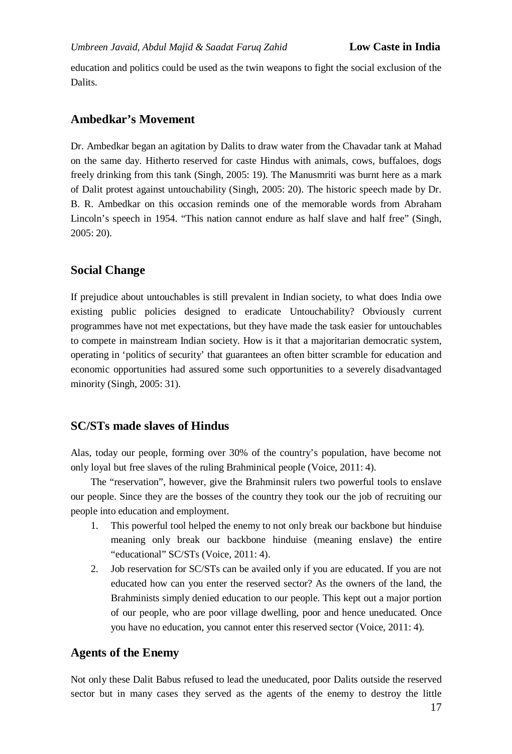education and politics could be used as the twin weapons to fight the social exclusion of the Dalits.

## Ambedkar's Movement

Dr. Ambedkar began an agitation by Dalits to draw water from the Chavadar tank at Mahad on the same day. Hitherto reserved for caste Hindus with animals, cows, buffaloes, dogs freely drinking from this tank (Singh, 2005: 19). The Manusmriti was burnt here as a mark of Dalit protest against untouchability (Singh, 2005: 20). The historic speech made by Dr. B. R. Ambedkar on this occasion reminds one of the memorable words from Abraham Lincoln's speech in 1954. "This nation cannot endure as half slave and half free" (Singh, 2005: 20).

## Social Change

If prejudice about untouchables is still prevalent in Indian society, to what does India owe existing public policies designed to eradicate Untouchability? Obviously current programmes have not met expectations, but they have made the task easier for untouchables to compete in mainstream Indian society. How is it that a majoritarian democratic system, operating in 'politics of security' that guarantees an often bitter scramble for education and economic opportunities had assured some such opportunities to a severely disadvantaged minority (Singh, 2005: 31).

## SC/STs made slaves of Hindus

Alas, today our people, forming over 30% of the country's population, have become not only loyal but free slaves of the ruling Brahminical people (Voice, 2011: 4).

The "reservation", however, give the Brahminsit rulers two powerful tools to enslave our people. Since they are the bosses of the country they took our the job of recruiting our people into education and employment.

1. This powerful tool helped the enemy to not only break our backbone but hinduise meaning only break our backbone hinduise (meaning enslave) the entire "educational" SC/STs (Voice, 2011: 4).
2. Job reservation for SC/STs can be availed only if you are educated. If you are not educated how can you enter the reserved sector? As the owners of the land, the Brahminists simply denied education to our people. This kept out a major portion of our people, who are poor village dwelling, poor and hence uneducated. Once you have no education, you cannot enter this reserved sector (Voice, 2011: 4).

## Agents of the Enemy

Not only these Dalit Babus refused to lead the uneducated, poor Dalits outside the reserved sector but in many cases they served as the agents of the enemy to destroy the little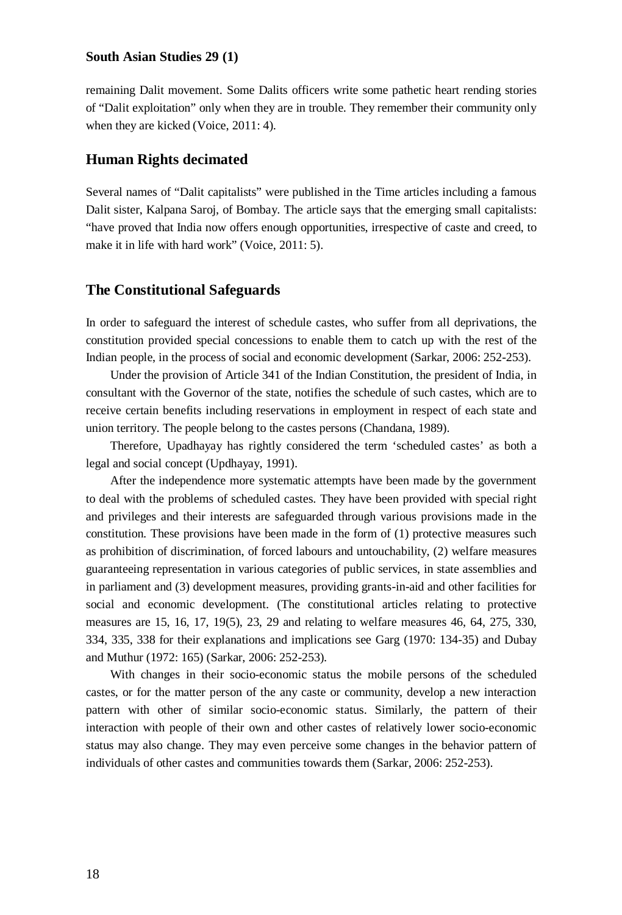remaining Dalit movement. Some Dalits officers write some pathetic heart rending stories of "Dalit exploitation" only when they are in trouble. They remember their community only when they are kicked (Voice, 2011: 4).

## Human Rights decimated

Several names of "Dalit capitalists" were published in the Time articles including a famous Dalit sister, Kalpana Saroj, of Bombay. The article says that the emerging small capitalists: "have proved that India now offers enough opportunities, irrespective of caste and creed, to make it in life with hard work" (Voice, 2011: 5).

## The Constitutional Safeguards

In order to safeguard the interest of schedule castes, who suffer from all deprivations, the constitution provided special concessions to enable them to catch up with the rest of the Indian people, in the process of social and economic development (Sarkar, 2006: 252-253).

Under the provision of Article 341 of the Indian Constitution, the president of India, in consultant with the Governor of the state, notifies the schedule of such castes, which are to receive certain benefits including reservations in employment in respect of each state and union territory. The people belong to the castes persons (Chandana, 1989).

Therefore, Upadhayay has rightly considered the term 'scheduled castes' as both a legal and social concept (Updhayay, 1991).

After the independence more systematic attempts have been made by the government to deal with the problems of scheduled castes. They have been provided with special right and privileges and their interests are safeguarded through various provisions made in the constitution. These provisions have been made in the form of (1) protective measures such as prohibition of discrimination, of forced labours and untouchability, (2) welfare measures guaranteeing representation in various categories of public services, in state assemblies and in parliament and (3) development measures, providing grants-in-aid and other facilities for social and economic development. (The constitutional articles relating to protective measures are 15, 16, 17, 19(5), 23, 29 and relating to welfare measures 46, 64, 275, 330, 334, 335, 338 for their explanations and implications see Garg (1970: 134-35) and Dubay and Muthur (1972: 165) (Sarkar, 2006: 252-253).

With changes in their socio-economic status the mobile persons of the scheduled castes, or for the matter person of the any caste or community, develop a new interaction pattern with other of similar socio-economic status. Similarly, the pattern of their interaction with people of their own and other castes of relatively lower socio-economic status may also change. They may even perceive some changes in the behavior pattern of individuals of other castes and communities towards them (Sarkar, 2006: 252-253).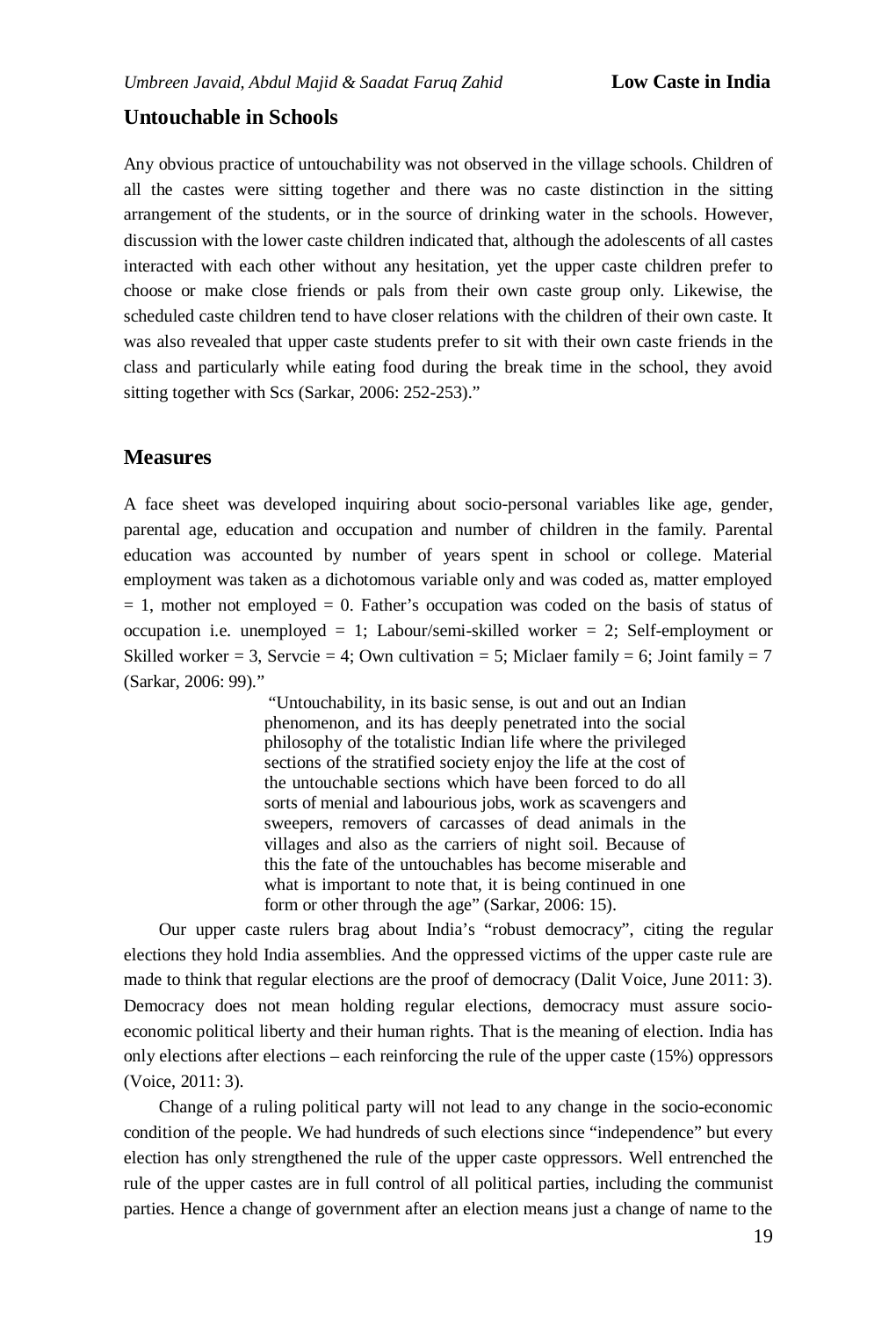## Untouchable in Schools

Any obvious practice of untouchability was not observed in the village schools. Children of all the castes were sitting together and there was no caste distinction in the sitting arrangement of the students, or in the source of drinking water in the schools. However, discussion with the lower caste children indicated that, although the adolescents of all castes interacted with each other without any hesitation, yet the upper caste children prefer to choose or make close friends or pals from their own caste group only. Likewise, the scheduled caste children tend to have closer relations with the children of their own caste. It was also revealed that upper caste students prefer to sit with their own caste friends in the class and particularly while eating food during the break time in the school, they avoid sitting together with Scs (Sarkar, 2006: 252-253)."

## Measures

A face sheet was developed inquiring about socio-personal variables like age, gender, parental age, education and occupation and number of children in the family. Parental education was accounted by number of years spent in school or college. Material employment was taken as a dichotomous variable only and was coded as, matter employed = 1, mother not employed = 0. Father's occupation was coded on the basis of status of occupation i.e. unemployed = 1; Labour/semi-skilled worker = 2; Self-employment or Skilled worker = 3, Servcie = 4; Own cultivation = 5; Miclaer family = 6; Joint family = 7 (Sarkar, 2006: 99)."

> "Untouchability, in its basic sense, is out and out an Indian phenomenon, and its has deeply penetrated into the social philosophy of the totalistic Indian life where the privileged sections of the stratified society enjoy the life at the cost of the untouchable sections which have been forced to do all sorts of menial and labourious jobs, work as scavengers and sweepers, removers of carcasses of dead animals in the villages and also as the carriers of night soil. Because of this the fate of the untouchables has become miserable and what is important to note that, it is being continued in one form or other through the age" (Sarkar, 2006: 15).

Our upper caste rulers brag about India's "robust democracy", citing the regular elections they hold India assemblies. And the oppressed victims of the upper caste rule are made to think that regular elections are the proof of democracy (Dalit Voice, June 2011: 3). Democracy does not mean holding regular elections, democracy must assure socio-economic political liberty and their human rights. That is the meaning of election. India has only elections after elections – each reinforcing the rule of the upper caste (15%) oppressors (Voice, 2011: 3).

Change of a ruling political party will not lead to any change in the socio-economic condition of the people. We had hundreds of such elections since "independence" but every election has only strengthened the rule of the upper caste oppressors. Well entrenched the rule of the upper castes are in full control of all political parties, including the communist parties. Hence a change of government after an election means just a change of name to the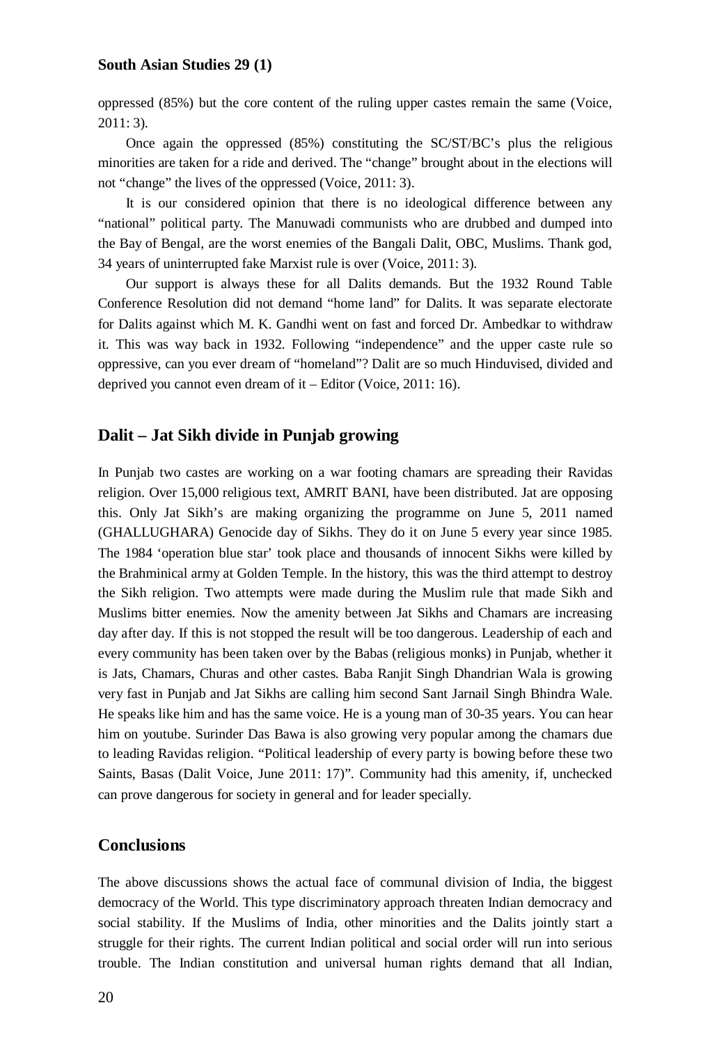oppressed (85%) but the core content of the ruling upper castes remain the same (Voice, 2011: 3).

Once again the oppressed (85%) constituting the SC/ST/BC's plus the religious minorities are taken for a ride and derived. The "change" brought about in the elections will not "change" the lives of the oppressed (Voice, 2011: 3).

It is our considered opinion that there is no ideological difference between any "national" political party. The Manuwadi communists who are drubbed and dumped into the Bay of Bengal, are the worst enemies of the Bangali Dalit, OBC, Muslims. Thank god, 34 years of uninterrupted fake Marxist rule is over (Voice, 2011: 3).

Our support is always these for all Dalits demands. But the 1932 Round Table Conference Resolution did not demand "home land" for Dalits. It was separate electorate for Dalits against which M. K. Gandhi went on fast and forced Dr. Ambedkar to withdraw it. This was way back in 1932. Following "independence" and the upper caste rule so oppressive, can you ever dream of "homeland"? Dalit are so much Hinduvised, divided and deprived you cannot even dream of it – Editor (Voice, 2011: 16).

## Dalit – Jat Sikh divide in Punjab growing

In Punjab two castes are working on a war footing chamars are spreading their Ravidas religion. Over 15,000 religious text, AMRIT BANI, have been distributed. Jat are opposing this. Only Jat Sikh's are making organizing the programme on June 5, 2011 named (GHALLUGHARA) Genocide day of Sikhs. They do it on June 5 every year since 1985. The 1984 'operation blue star' took place and thousands of innocent Sikhs were killed by the Brahminical army at Golden Temple. In the history, this was the third attempt to destroy the Sikh religion. Two attempts were made during the Muslim rule that made Sikh and Muslims bitter enemies. Now the amenity between Jat Sikhs and Chamars are increasing day after day. If this is not stopped the result will be too dangerous. Leadership of each and every community has been taken over by the Babas (religious monks) in Punjab, whether it is Jats, Chamars, Churas and other castes. Baba Ranjit Singh Dhandrian Wala is growing very fast in Punjab and Jat Sikhs are calling him second Sant Jarnail Singh Bhindra Wale. He speaks like him and has the same voice. He is a young man of 30-35 years. You can hear him on youtube. Surinder Das Bawa is also growing very popular among the chamars due to leading Ravidas religion. "Political leadership of every party is bowing before these two Saints, Basas (Dalit Voice, June 2011: 17)". Community had this amenity, if, unchecked can prove dangerous for society in general and for leader specially.

## Conclusions

The above discussions shows the actual face of communal division of India, the biggest democracy of the World. This type discriminatory approach threaten Indian democracy and social stability. If the Muslims of India, other minorities and the Dalits jointly start a struggle for their rights. The current Indian political and social order will run into serious trouble. The Indian constitution and universal human rights demand that all Indian,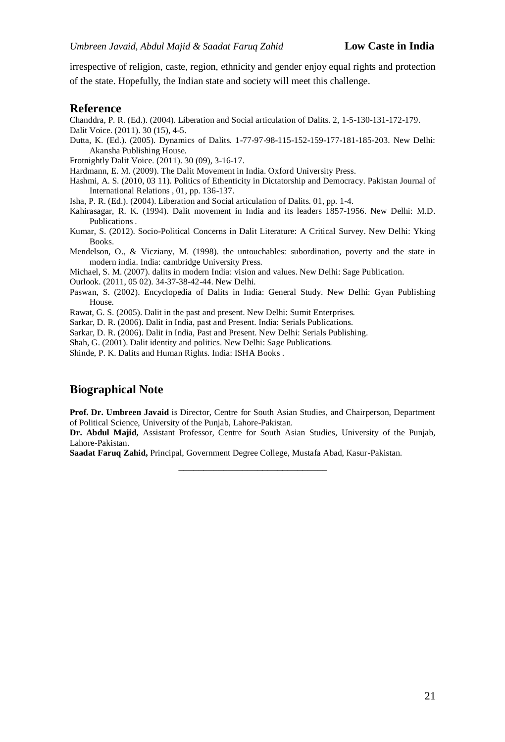irrespective of religion, caste, region, ethnicity and gender enjoy equal rights and protection of the state. Hopefully, the Indian state and society will meet this challenge.

## Reference

Chanddra, P. R. (Ed.). (2004). Liberation and Social articulation of Dalits. 2, 1-5-130-131-172-179.

Dalit Voice. (2011). 30 (15), 4-5.

Dutta, K. (Ed.). (2005). Dynamics of Dalits. 1-77-97-98-115-152-159-177-181-185-203. New Delhi: Akansha Publishing House.

Frotnightly Dalit Voice. (2011). 30 (09), 3-16-17.

Hardmann, E. M. (2009). The Dalit Movement in India. Oxford University Press.

Hashmi, A. S. (2010, 03 11). Politics of Ethenticity in Dictatorship and Democracy. Pakistan Journal of International Relations , 01, pp. 136-137.

Isha, P. R. (Ed.). (2004). Liberation and Social articulation of Dalits. 01, pp. 1-4.

Kahirasagar, R. K. (1994). Dalit movement in India and its leaders 1857-1956. New Delhi: M.D. Publications .

Kumar, S. (2012). Socio-Political Concerns in Dalit Literature: A Critical Survey. New Delhi: Yking Books.

Mendelson, O., & Vicziany, M. (1998). the untouchables: subordination, poverty and the state in modern india. India: cambridge University Press.

Michael, S. M. (2007). dalits in modern India: vision and values. New Delhi: Sage Publication.

Ourlook. (2011, 05 02). 34-37-38-42-44. New Delhi.

Paswan, S. (2002). Encyclopedia of Dalits in India: General Study. New Delhi: Gyan Publishing House.

Rawat, G. S. (2005). Dalit in the past and present. New Delhi: Sumit Enterprises.

Sarkar, D. R. (2006). Dalit in India, past and Present. India: Serials Publications.

Sarkar, D. R. (2006). Dalit in India, Past and Present. New Delhi: Serials Publishing.

Shah, G. (2001). Dalit identity and politics. New Delhi: Sage Publications.

Shinde, P. K. Dalits and Human Rights. India: ISHA Books .

## Biographical Note

**Prof. Dr. Umbreen Javaid** is Director, Centre for South Asian Studies, and Chairperson, Department of Political Science, University of the Punjab, Lahore-Pakistan.

**Dr. Abdul Majid,** Assistant Professor, Centre for South Asian Studies, University of the Punjab, Lahore-Pakistan.

**Saadat Faruq Zahid,** Principal, Government Degree College, Mustafa Abad, Kasur-Pakistan.

---